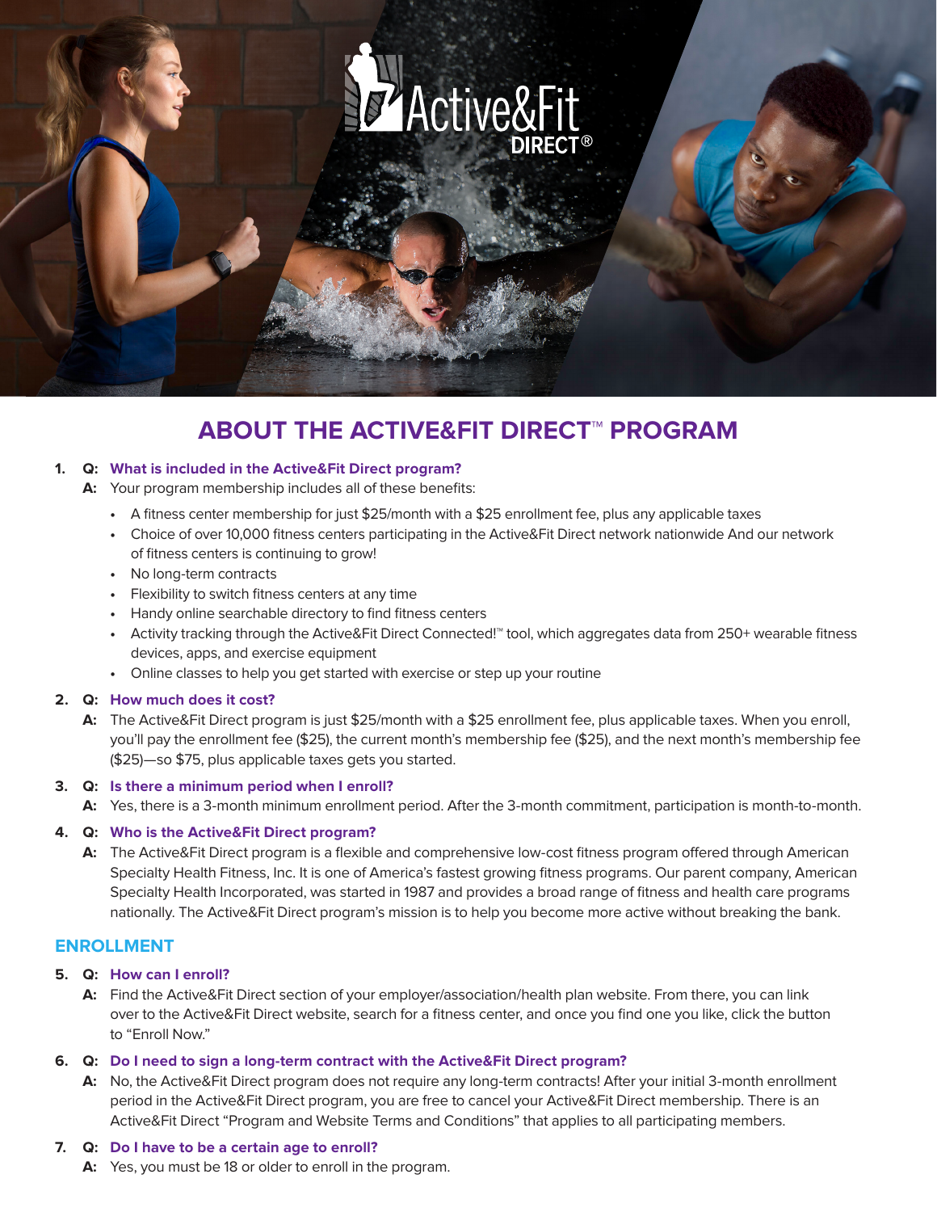# ABOUT THE ACTIVE&FIT DIRECT™ PROGRAM

1. **Q: What is included in the Active&Fit Direct program?**

   **A:** Your program membership includes all of these benefits:

   - A fitness center membership for just $25/month with a $25 enrollment fee, plus any applicable taxes
   - Choice of over 10,000 fitness centers participating in the Active&Fit Direct network nationwide And our network of fitness centers is continuing to grow!
   - No long-term contracts
   - Flexibility to switch fitness centers at any time
   - Handy online searchable directory to find fitness centers
   - Activity tracking through the Active&Fit Direct Connected!™ tool, which aggregates data from 250+ wearable fitness devices, apps, and exercise equipment
   - Online classes to help you get started with exercise or step up your routine

2. **Q: How much does it cost?**

   **A:** The Active&Fit Direct program is just $25/month with a $25 enrollment fee, plus applicable taxes. When you enroll, you'll pay the enrollment fee ($25), the current month's membership fee ($25), and the next month's membership fee ($25)—so $75, plus applicable taxes gets you started.

3. **Q: Is there a minimum period when I enroll?**

   **A:** Yes, there is a 3-month minimum enrollment period. After the 3-month commitment, participation is month-to-month.

4. **Q: Who is the Active&Fit Direct program?**

   **A:** The Active&Fit Direct program is a flexible and comprehensive low-cost fitness program offered through American Specialty Health Fitness, Inc. It is one of America's fastest growing fitness programs. Our parent company, American Specialty Health Incorporated, was started in 1987 and provides a broad range of fitness and health care programs nationally. The Active&Fit Direct program's mission is to help you become more active without breaking the bank.

## ENROLLMENT

5. **Q: How can I enroll?**

   **A:** Find the Active&Fit Direct section of your employer/association/health plan website. From there, you can link over to the Active&Fit Direct website, search for a fitness center, and once you find one you like, click the button to "Enroll Now."

6. **Q: Do I need to sign a long-term contract with the Active&Fit Direct program?**

   **A:** No, the Active&Fit Direct program does not require any long-term contracts! After your initial 3-month enrollment period in the Active&Fit Direct program, you are free to cancel your Active&Fit Direct membership. There is an Active&Fit Direct "Program and Website Terms and Conditions" that applies to all participating members.

7. **Q: Do I have to be a certain age to enroll?**

   **A:** Yes, you must be 18 or older to enroll in the program.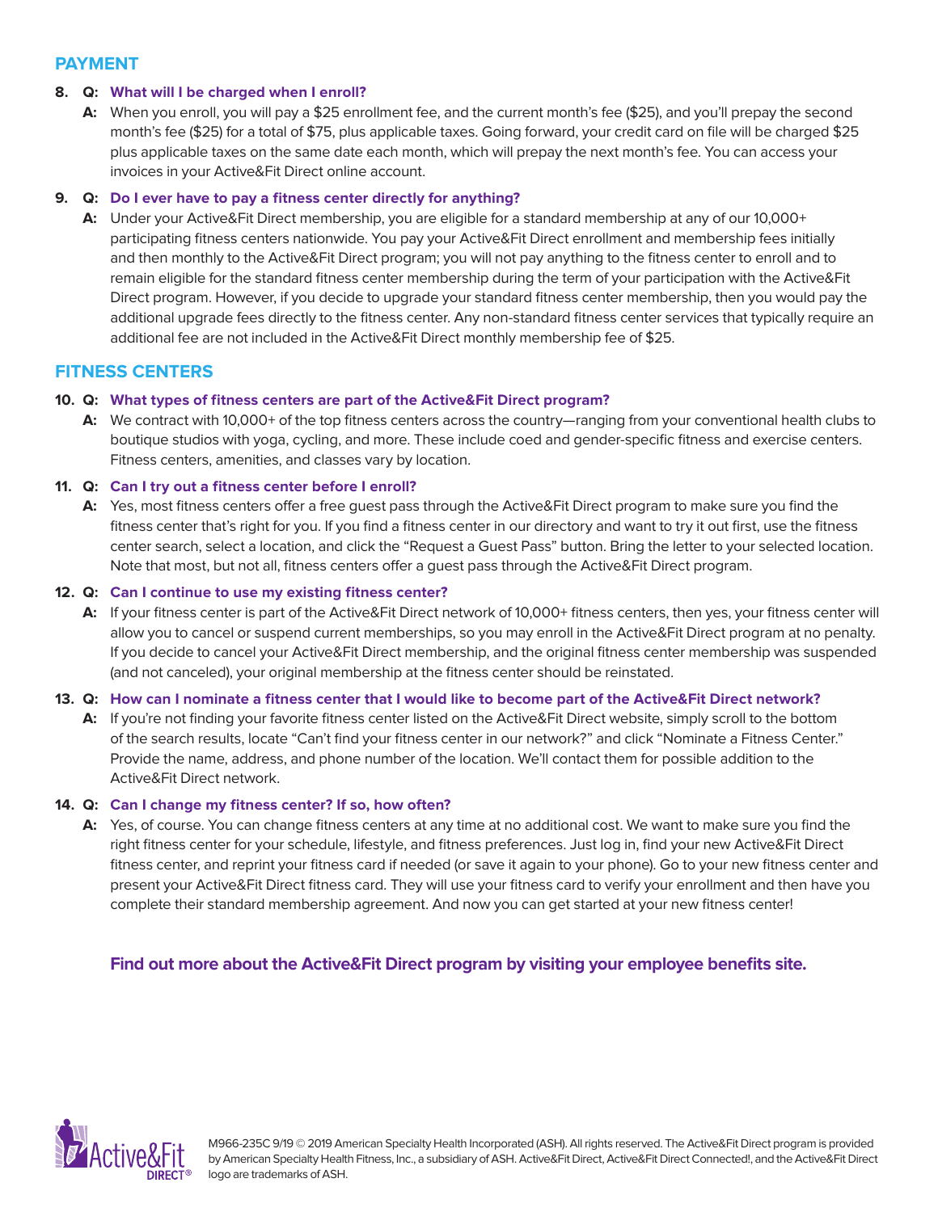## PAYMENT

**8. Q: What will I be charged when I enroll?**

**A:** When you enroll, you will pay a $25 enrollment fee, and the current month's fee ($25), and you'll prepay the second month's fee ($25) for a total of $75, plus applicable taxes. Going forward, your credit card on file will be charged $25 plus applicable taxes on the same date each month, which will prepay the next month's fee. You can access your invoices in your Active&Fit Direct online account.

**9. Q: Do I ever have to pay a fitness center directly for anything?**

**A:** Under your Active&Fit Direct membership, you are eligible for a standard membership at any of our 10,000+ participating fitness centers nationwide. You pay your Active&Fit Direct enrollment and membership fees initially and then monthly to the Active&Fit Direct program; you will not pay anything to the fitness center to enroll and to remain eligible for the standard fitness center membership during the term of your participation with the Active&Fit Direct program. However, if you decide to upgrade your standard fitness center membership, then you would pay the additional upgrade fees directly to the fitness center. Any non-standard fitness center services that typically require an additional fee are not included in the Active&Fit Direct monthly membership fee of $25.

## FITNESS CENTERS

**10. Q: What types of fitness centers are part of the Active&Fit Direct program?**

**A:** We contract with 10,000+ of the top fitness centers across the country—ranging from your conventional health clubs to boutique studios with yoga, cycling, and more. These include coed and gender-specific fitness and exercise centers. Fitness centers, amenities, and classes vary by location.

**11. Q: Can I try out a fitness center before I enroll?**

**A:** Yes, most fitness centers offer a free guest pass through the Active&Fit Direct program to make sure you find the fitness center that's right for you. If you find a fitness center in our directory and want to try it out first, use the fitness center search, select a location, and click the "Request a Guest Pass" button. Bring the letter to your selected location. Note that most, but not all, fitness centers offer a guest pass through the Active&Fit Direct program.

**12. Q: Can I continue to use my existing fitness center?**

**A:** If your fitness center is part of the Active&Fit Direct network of 10,000+ fitness centers, then yes, your fitness center will allow you to cancel or suspend current memberships, so you may enroll in the Active&Fit Direct program at no penalty. If you decide to cancel your Active&Fit Direct membership, and the original fitness center membership was suspended (and not canceled), your original membership at the fitness center should be reinstated.

**13. Q: How can I nominate a fitness center that I would like to become part of the Active&Fit Direct network?**

**A:** If you're not finding your favorite fitness center listed on the Active&Fit Direct website, simply scroll to the bottom of the search results, locate "Can't find your fitness center in our network?" and click "Nominate a Fitness Center." Provide the name, address, and phone number of the location. We'll contact them for possible addition to the Active&Fit Direct network.

**14. Q: Can I change my fitness center? If so, how often?**

**A:** Yes, of course. You can change fitness centers at any time at no additional cost. We want to make sure you find the right fitness center for your schedule, lifestyle, and fitness preferences. Just log in, find your new Active&Fit Direct fitness center, and reprint your fitness card if needed (or save it again to your phone). Go to your new fitness center and present your Active&Fit Direct fitness card. They will use your fitness card to verify your enrollment and then have you complete their standard membership agreement. And now you can get started at your new fitness center!

**Find out more about the Active&Fit Direct program by visiting your employee benefits site.**

Active&Fit DIRECT®

M966-235C 9/19 © 2019 American Specialty Health Incorporated (ASH). All rights reserved. The Active&Fit Direct program is provided by American Specialty Health Fitness, Inc., a subsidiary of ASH. Active&Fit Direct, Active&Fit Direct Connected!, and the Active&Fit Direct logo are trademarks of ASH.